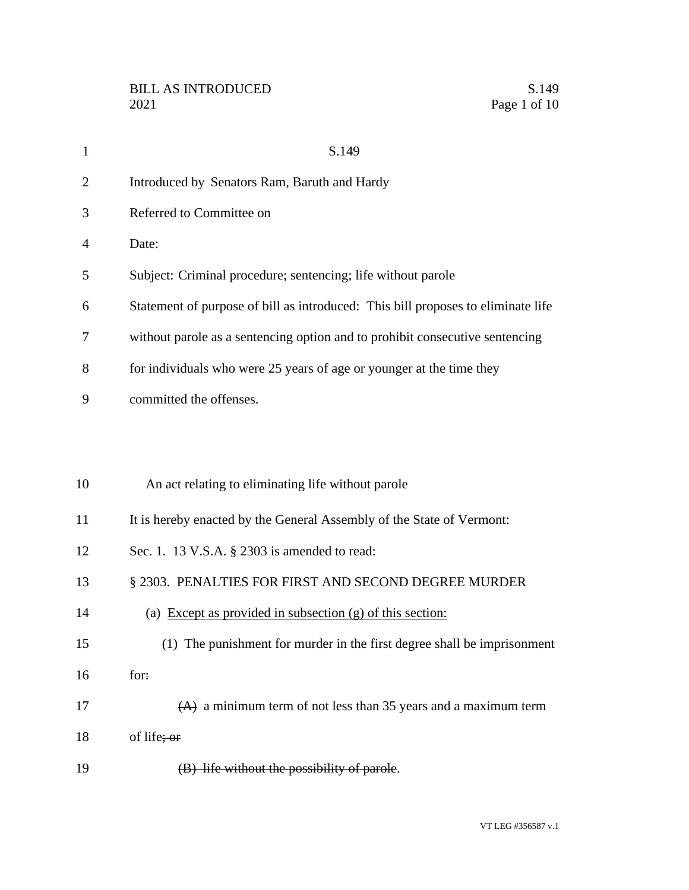S.149

Introduced by Senators Ram, Baruth and Hardy

Referred to Committee on

Date:

Subject: Criminal procedure; sentencing; life without parole

Statement of purpose of bill as introduced: This bill proposes to eliminate life without parole as a sentencing option and to prohibit consecutive sentencing for individuals who were 25 years of age or younger at the time they committed the offenses.

An act relating to eliminating life without parole

It is hereby enacted by the General Assembly of the State of Vermont:

Sec. 1. 13 V.S.A. § 2303 is amended to read:

§ 2303. PENALTIES FOR FIRST AND SECOND DEGREE MURDER

(a) <u>Except as provided in subsection (g) of this section:</u>

(1) The punishment for murder in the first degree shall be imprisonment for~~:~~

~~(A)~~ a minimum term of not less than 35 years and a maximum term of life~~; or~~

~~(B) life without the possibility of parole~~.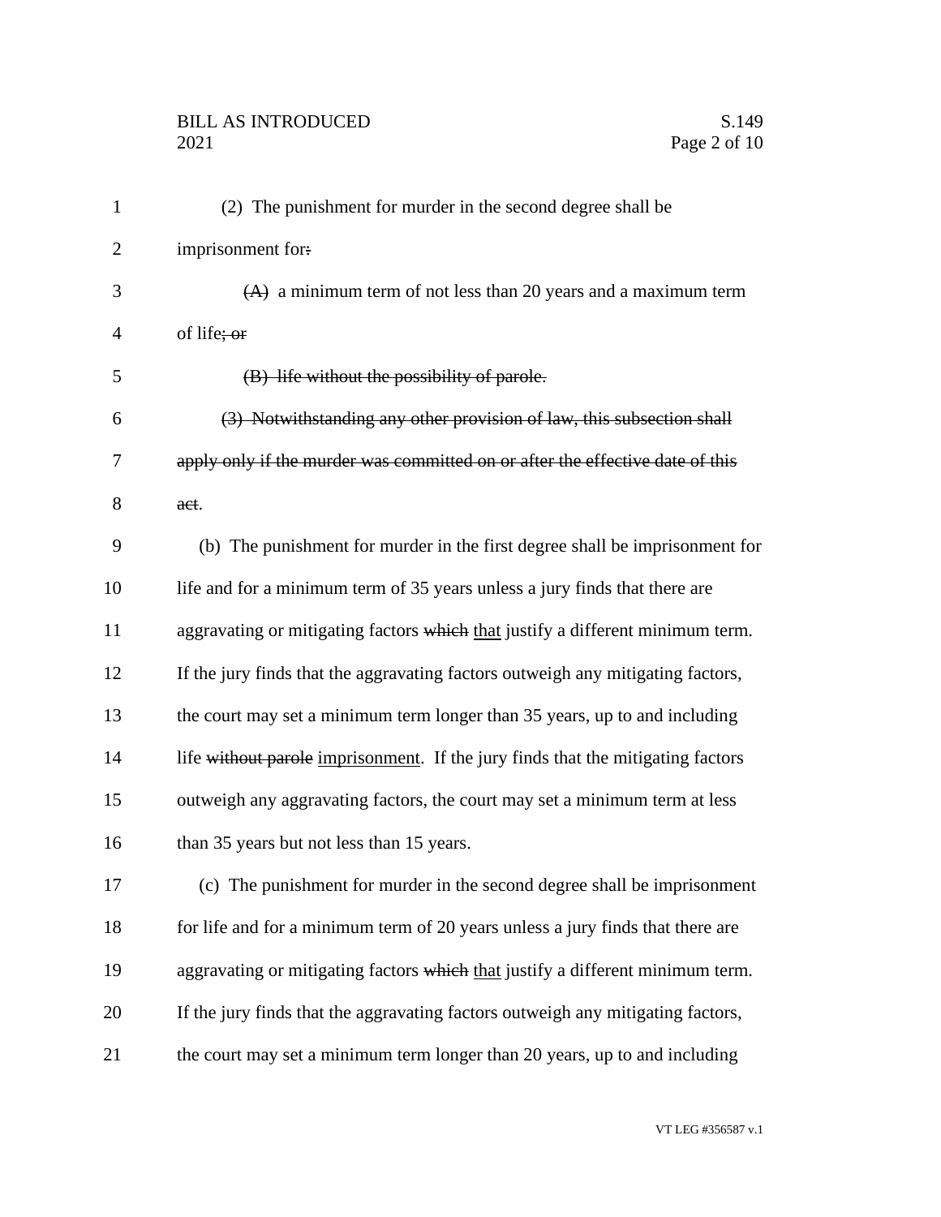(2) The punishment for murder in the second degree shall be imprisonment for~~:~~

~~(A)~~ a minimum term of not less than 20 years and a maximum term of life~~; or~~

~~(B) life without the possibility of parole.~~

~~(3) Notwithstanding any other provision of law, this subsection shall apply only if the murder was committed on or after the effective date of this act.~~

(b) The punishment for murder in the first degree shall be imprisonment for life and for a minimum term of 35 years unless a jury finds that there are aggravating or mitigating factors ~~which~~ <u>that</u> justify a different minimum term. If the jury finds that the aggravating factors outweigh any mitigating factors, the court may set a minimum term longer than 35 years, up to and including life ~~without parole~~ <u>imprisonment</u>. If the jury finds that the mitigating factors outweigh any aggravating factors, the court may set a minimum term at less than 35 years but not less than 15 years.

(c) The punishment for murder in the second degree shall be imprisonment for life and for a minimum term of 20 years unless a jury finds that there are aggravating or mitigating factors ~~which~~ <u>that</u> justify a different minimum term. If the jury finds that the aggravating factors outweigh any mitigating factors, the court may set a minimum term longer than 20 years, up to and including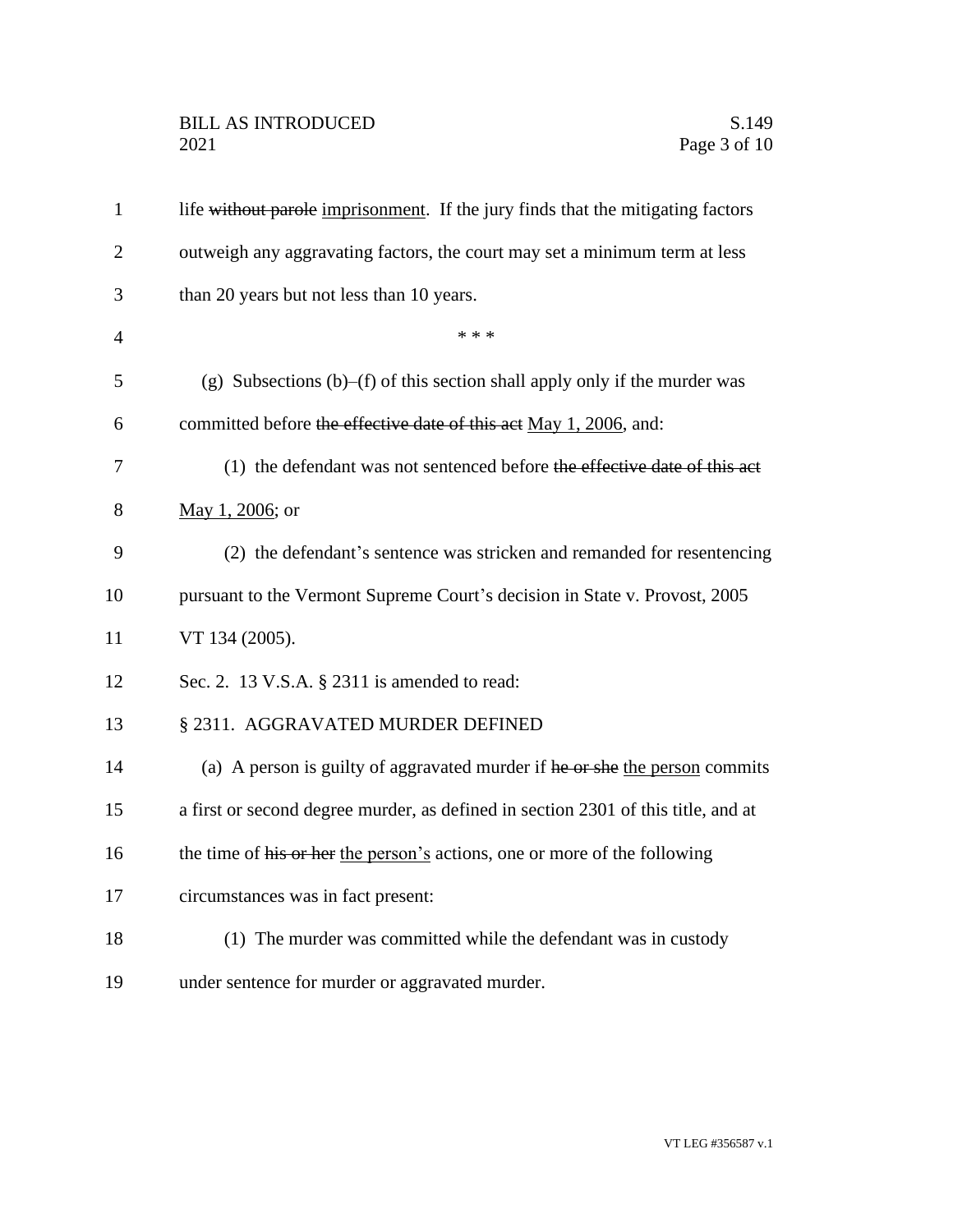life ~~without parole~~ imprisonment. If the jury finds that the mitigating factors outweigh any aggravating factors, the court may set a minimum term at less than 20 years but not less than 10 years.

\* \* \*

(g) Subsections (b)–(f) of this section shall apply only if the murder was committed before ~~the effective date of this act~~ May 1, 2006, and:

(1) the defendant was not sentenced before ~~the effective date of this act~~ May 1, 2006; or

(2) the defendant's sentence was stricken and remanded for resentencing pursuant to the Vermont Supreme Court's decision in State v. Provost, 2005 VT 134 (2005).

Sec. 2. 13 V.S.A. § 2311 is amended to read:

§ 2311. AGGRAVATED MURDER DEFINED

(a) A person is guilty of aggravated murder if ~~he or she~~ the person commits a first or second degree murder, as defined in section 2301 of this title, and at the time of ~~his or her~~ the person's actions, one or more of the following circumstances was in fact present:

(1) The murder was committed while the defendant was in custody under sentence for murder or aggravated murder.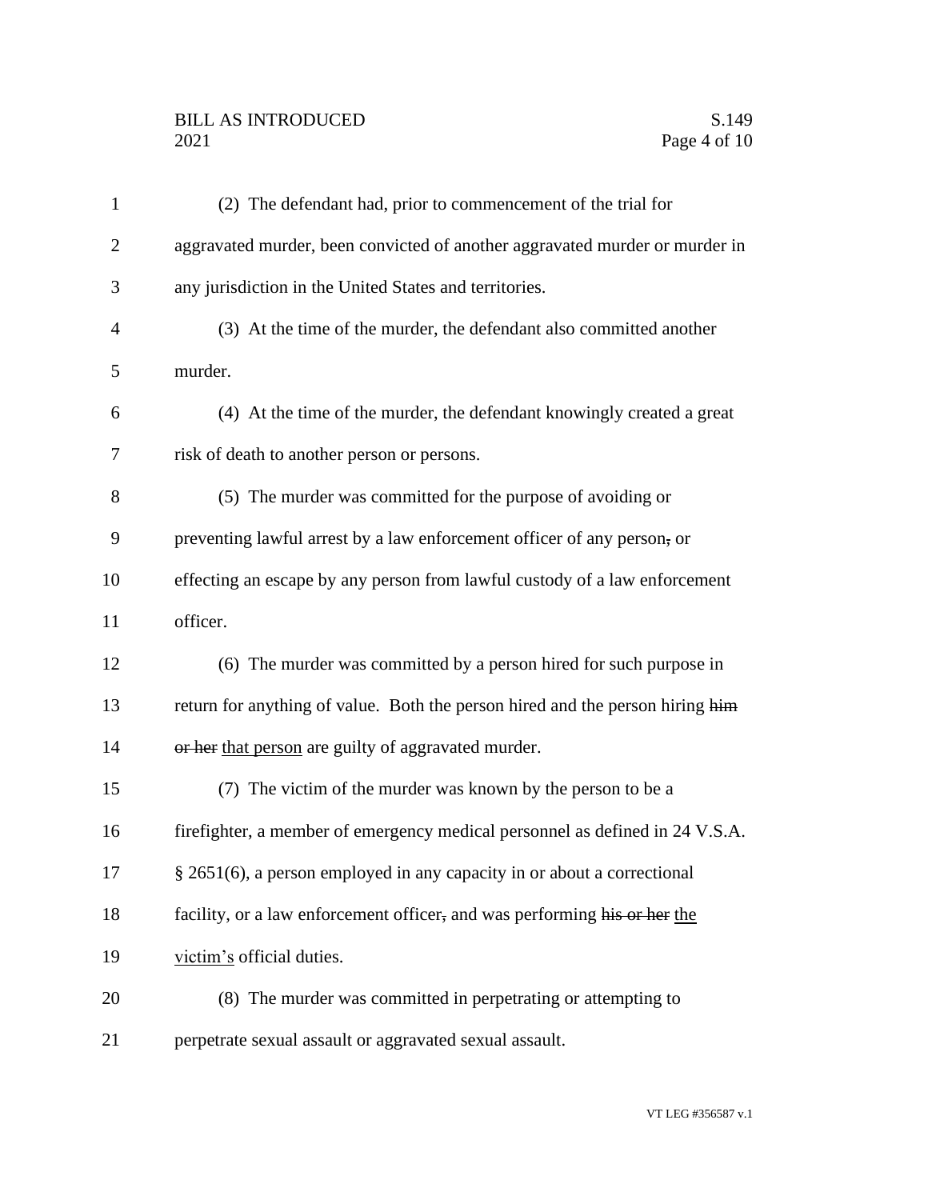(2) The defendant had, prior to commencement of the trial for aggravated murder, been convicted of another aggravated murder or murder in any jurisdiction in the United States and territories.

(3) At the time of the murder, the defendant also committed another murder.

(4) At the time of the murder, the defendant knowingly created a great risk of death to another person or persons.

(5) The murder was committed for the purpose of avoiding or preventing lawful arrest by a law enforcement officer of any person~~,~~ or effecting an escape by any person from lawful custody of a law enforcement officer.

(6) The murder was committed by a person hired for such purpose in return for anything of value. Both the person hired and the person hiring ~~him or her~~ <u>that person</u> are guilty of aggravated murder.

(7) The victim of the murder was known by the person to be a firefighter, a member of emergency medical personnel as defined in 24 V.S.A. § 2651(6), a person employed in any capacity in or about a correctional facility, or a law enforcement officer~~,~~ and was performing ~~his or her~~ <u>the victim's</u> official duties.

(8) The murder was committed in perpetrating or attempting to perpetrate sexual assault or aggravated sexual assault.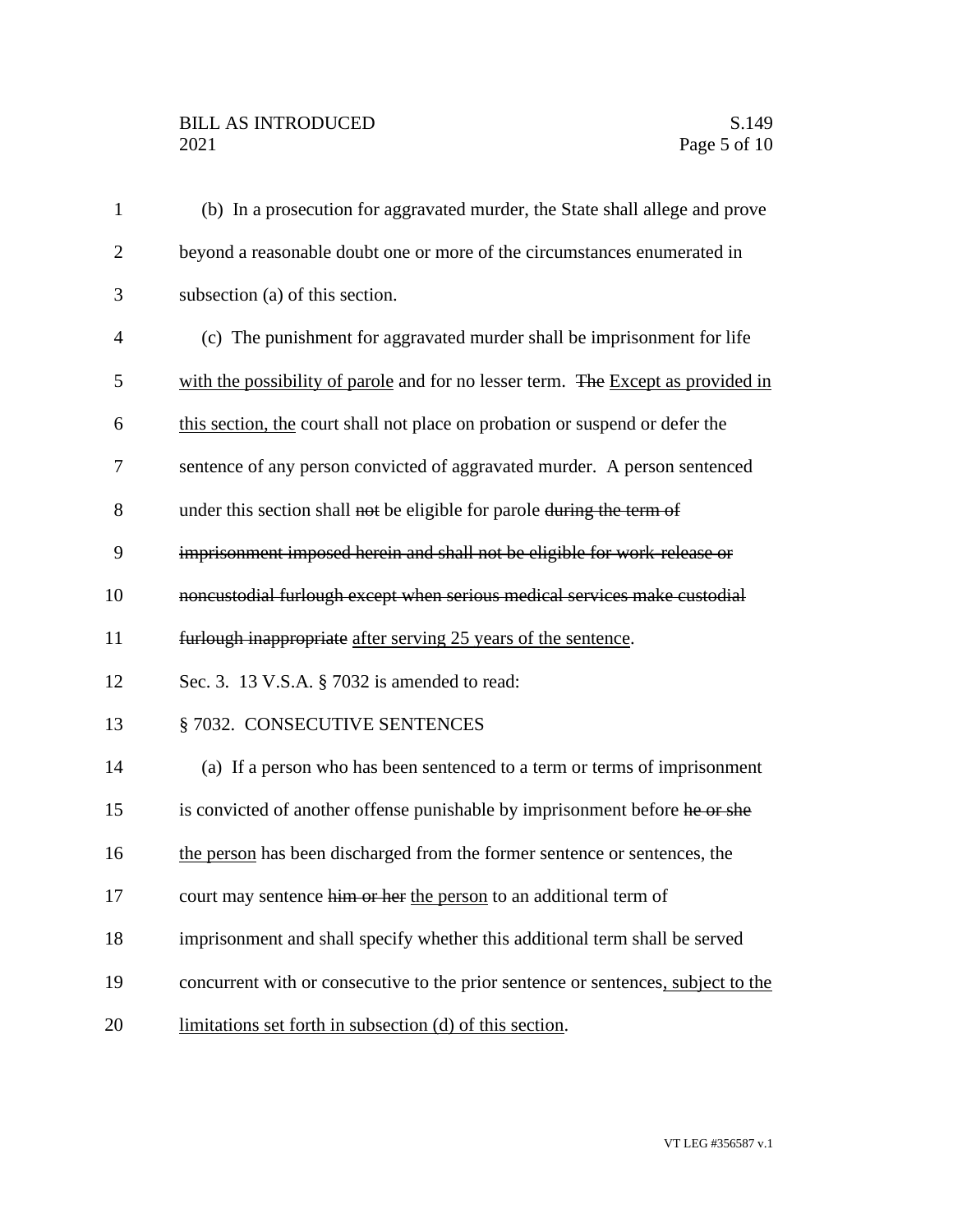(b) In a prosecution for aggravated murder, the State shall allege and prove beyond a reasonable doubt one or more of the circumstances enumerated in subsection (a) of this section.

(c) The punishment for aggravated murder shall be imprisonment for life <u>with the possibility of parole</u> and for no lesser term. ~~The~~ <u>Except as provided in this section, the</u> court shall not place on probation or suspend or defer the sentence of any person convicted of aggravated murder. A person sentenced under this section shall ~~not~~ be eligible for parole ~~during the term of imprisonment imposed herein and shall not be eligible for work-release or noncustodial furlough except when serious medical services make custodial furlough inappropriate~~ <u>after serving 25 years of the sentence</u>.

Sec. 3. 13 V.S.A. § 7032 is amended to read:

§ 7032. CONSECUTIVE SENTENCES

(a) If a person who has been sentenced to a term or terms of imprisonment is convicted of another offense punishable by imprisonment before ~~he or she~~ <u>the person</u> has been discharged from the former sentence or sentences, the court may sentence ~~him or her~~ <u>the person</u> to an additional term of imprisonment and shall specify whether this additional term shall be served concurrent with or consecutive to the prior sentence or sentences<u>, subject to the limitations set forth in subsection (d) of this section</u>.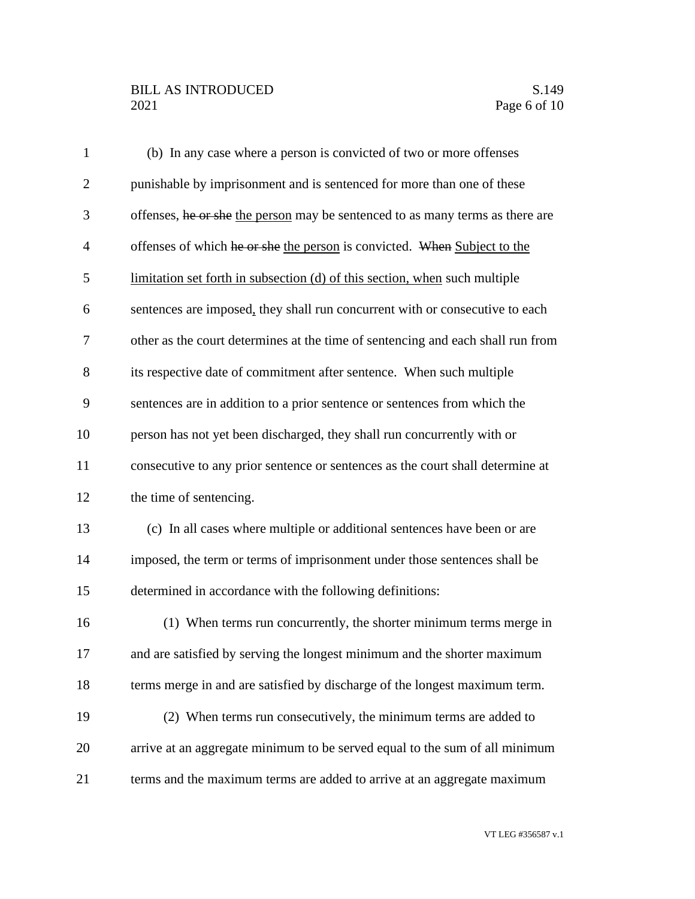(b) In any case where a person is convicted of two or more offenses punishable by imprisonment and is sentenced for more than one of these offenses, ~~he or she~~ <u>the person</u> may be sentenced to as many terms as there are offenses of which ~~he or she~~ <u>the person</u> is convicted. ~~When~~ <u>Subject to the limitation set forth in subsection (d) of this section, when</u> such multiple sentences are imposed<u>,</u> they shall run concurrent with or consecutive to each other as the court determines at the time of sentencing and each shall run from its respective date of commitment after sentence. When such multiple sentences are in addition to a prior sentence or sentences from which the person has not yet been discharged, they shall run concurrently with or consecutive to any prior sentence or sentences as the court shall determine at the time of sentencing.

(c) In all cases where multiple or additional sentences have been or are imposed, the term or terms of imprisonment under those sentences shall be determined in accordance with the following definitions:

(1) When terms run concurrently, the shorter minimum terms merge in and are satisfied by serving the longest minimum and the shorter maximum terms merge in and are satisfied by discharge of the longest maximum term.

(2) When terms run consecutively, the minimum terms are added to arrive at an aggregate minimum to be served equal to the sum of all minimum terms and the maximum terms are added to arrive at an aggregate maximum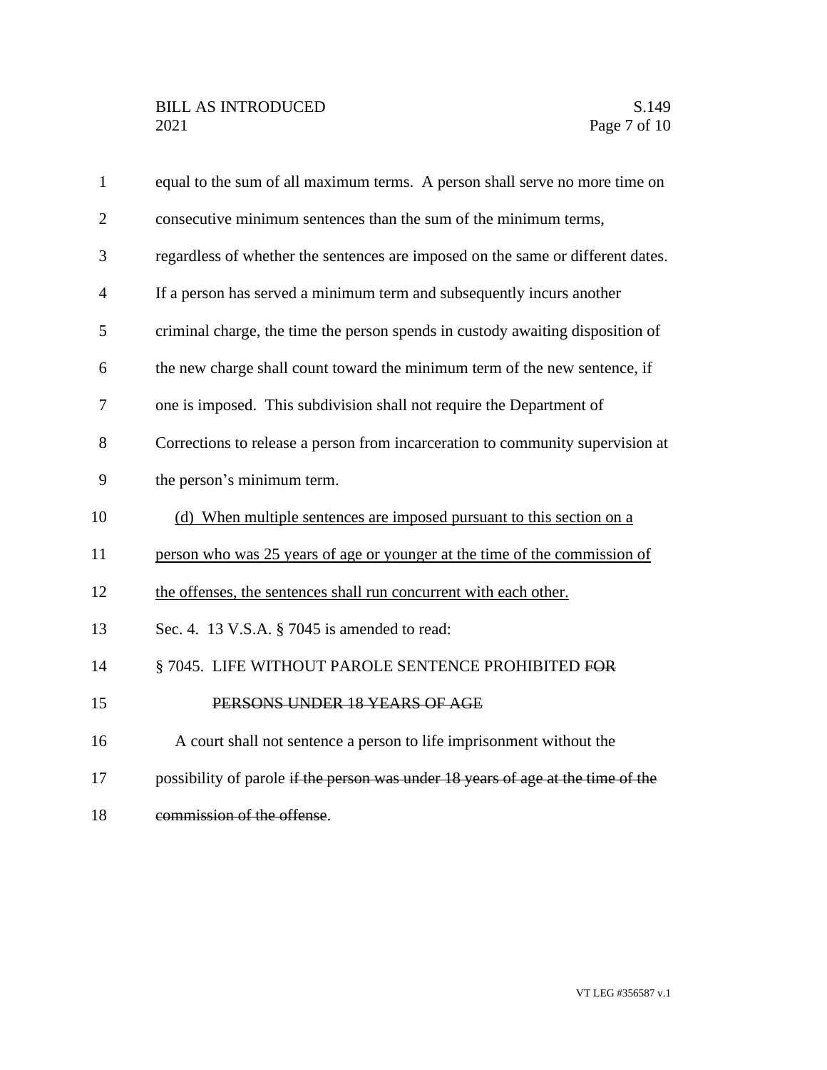equal to the sum of all maximum terms. A person shall serve no more time on consecutive minimum sentences than the sum of the minimum terms, regardless of whether the sentences are imposed on the same or different dates. If a person has served a minimum term and subsequently incurs another criminal charge, the time the person spends in custody awaiting disposition of the new charge shall count toward the minimum term of the new sentence, if one is imposed. This subdivision shall not require the Department of Corrections to release a person from incarceration to community supervision at the person's minimum term.

<u>(d) When multiple sentences are imposed pursuant to this section on a person who was 25 years of age or younger at the time of the commission of the offenses, the sentences shall run concurrent with each other.</u>

Sec. 4. 13 V.S.A. § 7045 is amended to read:

§ 7045. LIFE WITHOUT PAROLE SENTENCE PROHIBITED ~~FOR PERSONS UNDER 18 YEARS OF AGE~~

A court shall not sentence a person to life imprisonment without the possibility of parole ~~if the person was under 18 years of age at the time of the commission of the offense~~.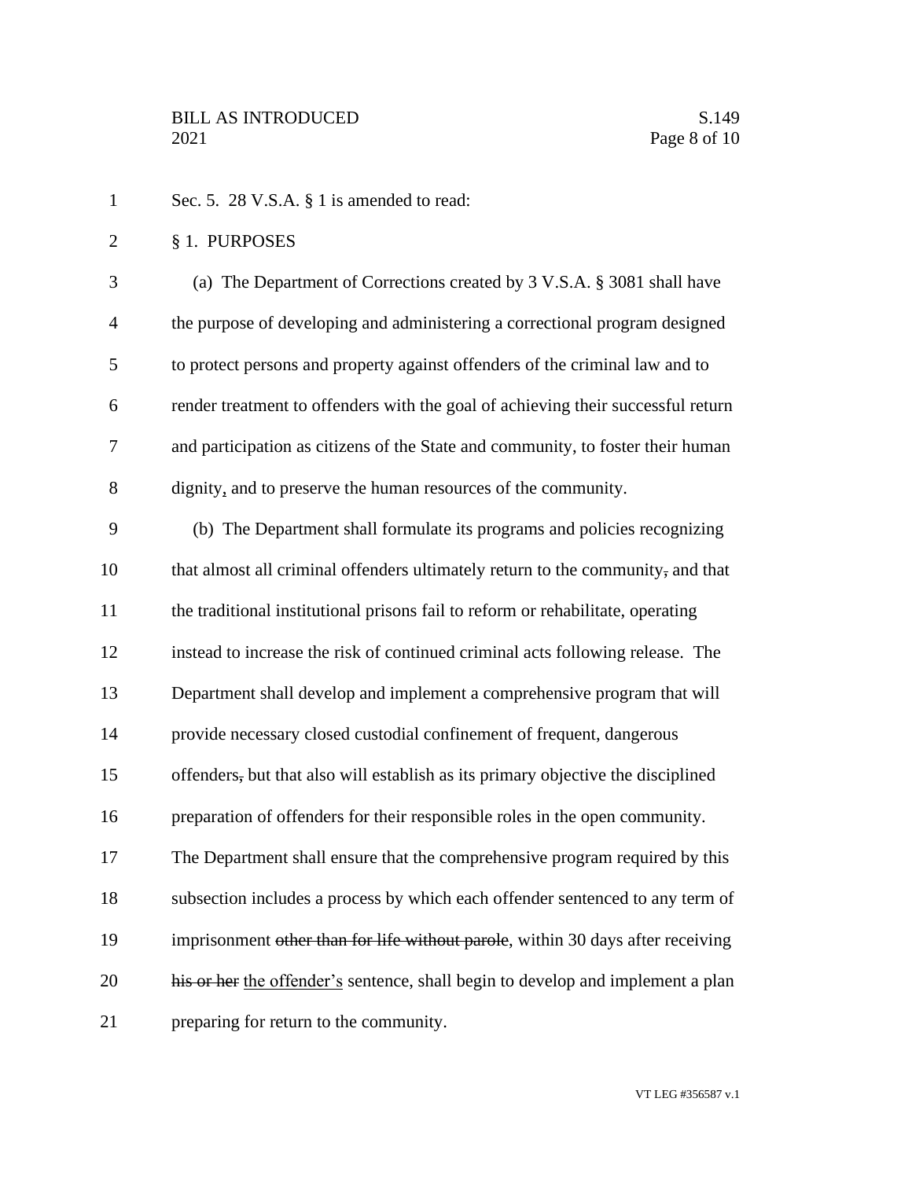Sec. 5. 28 V.S.A. § 1 is amended to read:

§ 1. PURPOSES

(a) The Department of Corrections created by 3 V.S.A. § 3081 shall have the purpose of developing and administering a correctional program designed to protect persons and property against offenders of the criminal law and to render treatment to offenders with the goal of achieving their successful return and participation as citizens of the State and community, to foster their human dignity, and to preserve the human resources of the community.

(b) The Department shall formulate its programs and policies recognizing that almost all criminal offenders ultimately return to the community~~,~~ and that the traditional institutional prisons fail to reform or rehabilitate, operating instead to increase the risk of continued criminal acts following release. The Department shall develop and implement a comprehensive program that will provide necessary closed custodial confinement of frequent, dangerous offenders~~,~~ but that also will establish as its primary objective the disciplined preparation of offenders for their responsible roles in the open community. The Department shall ensure that the comprehensive program required by this subsection includes a process by which each offender sentenced to any term of imprisonment ~~other than for life without parole~~, within 30 days after receiving ~~his or her~~ <u>the offender's</u> sentence, shall begin to develop and implement a plan preparing for return to the community.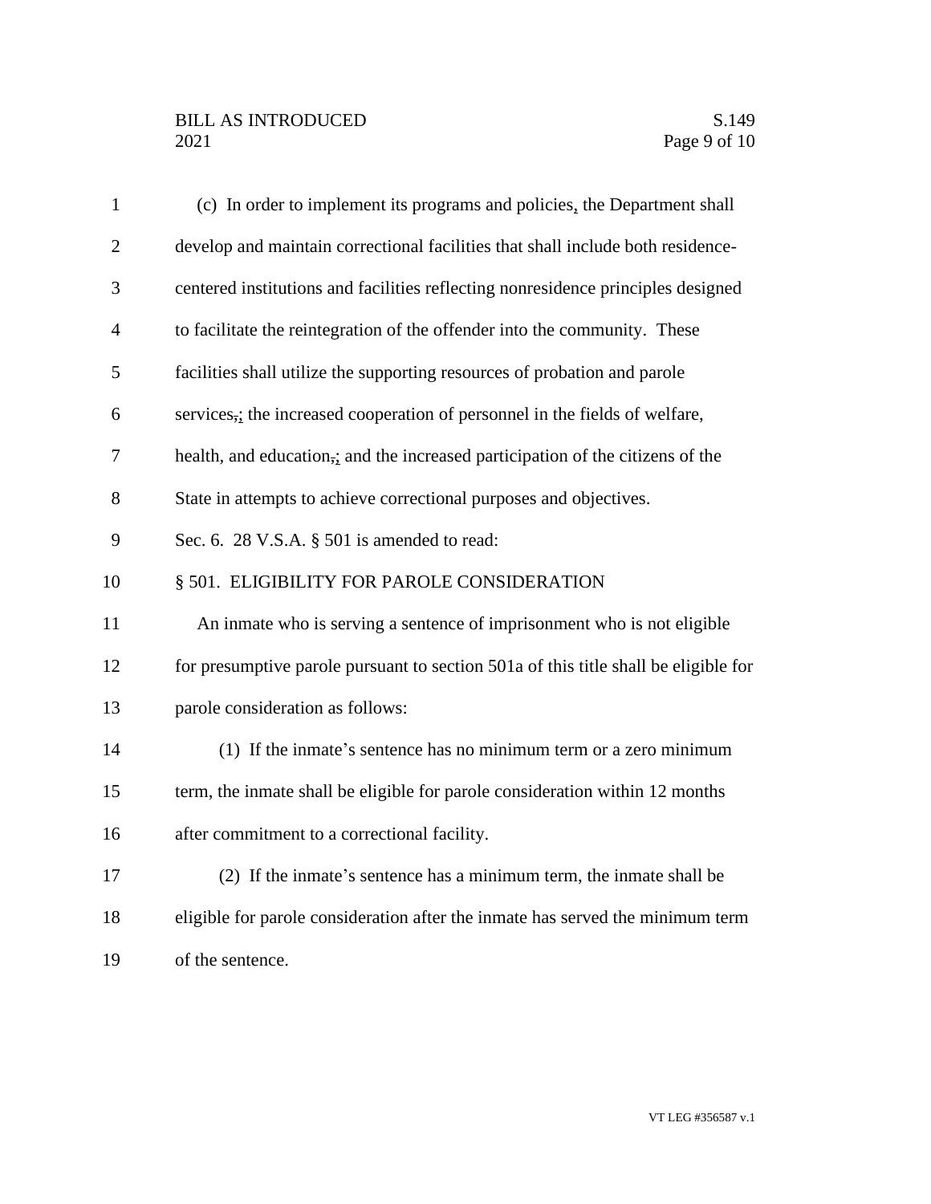(c) In order to implement its programs and policies, the Department shall develop and maintain correctional facilities that shall include both residence-centered institutions and facilities reflecting nonresidence principles designed to facilitate the reintegration of the offender into the community. These facilities shall utilize the supporting resources of probation and parole services,; the increased cooperation of personnel in the fields of welfare, health, and education,; and the increased participation of the citizens of the State in attempts to achieve correctional purposes and objectives.

Sec. 6. 28 V.S.A. § 501 is amended to read:

§ 501. ELIGIBILITY FOR PAROLE CONSIDERATION

An inmate who is serving a sentence of imprisonment who is not eligible for presumptive parole pursuant to section 501a of this title shall be eligible for parole consideration as follows:

(1) If the inmate's sentence has no minimum term or a zero minimum term, the inmate shall be eligible for parole consideration within 12 months after commitment to a correctional facility.

(2) If the inmate's sentence has a minimum term, the inmate shall be eligible for parole consideration after the inmate has served the minimum term of the sentence.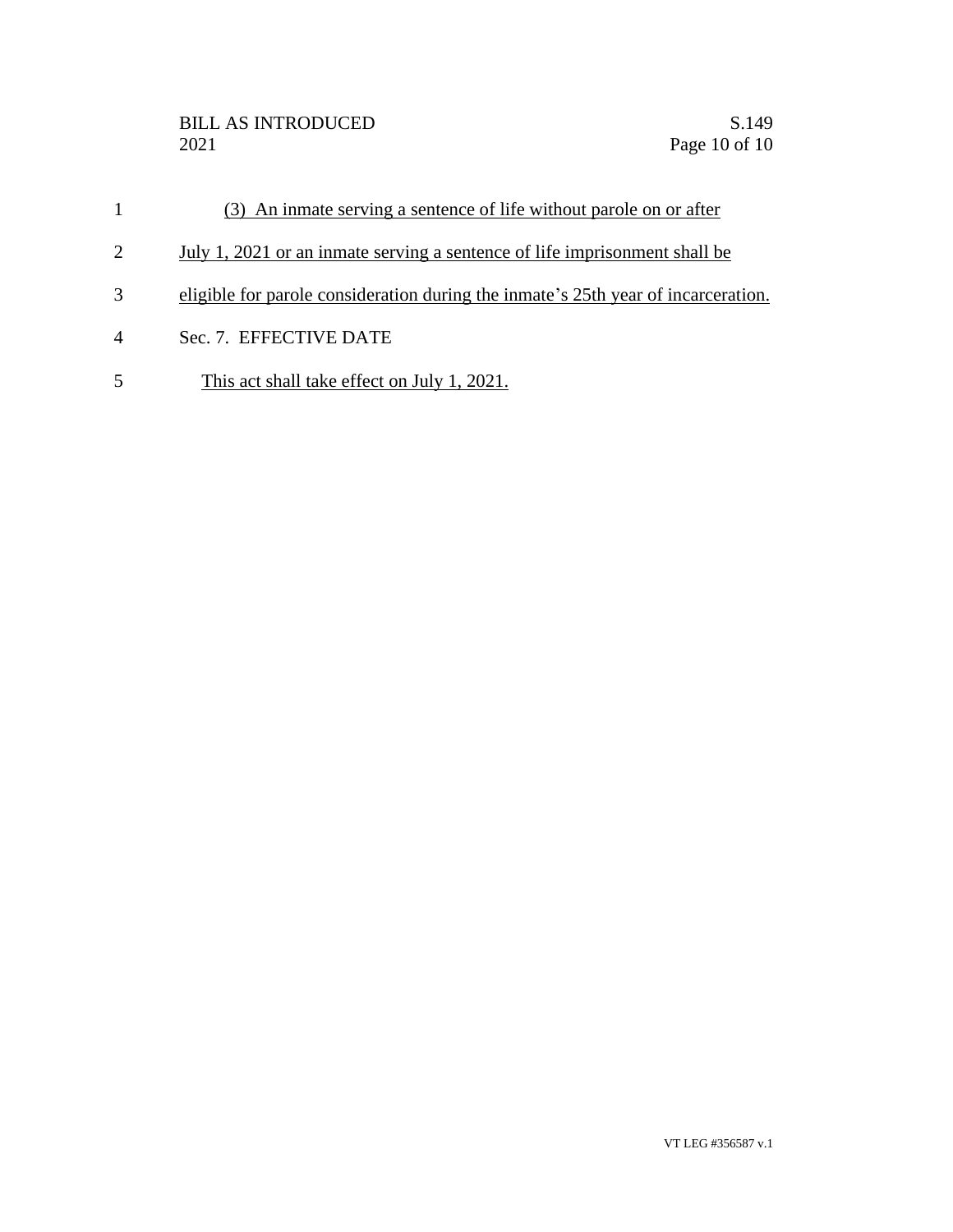(3) An inmate serving a sentence of life without parole on or after July 1, 2021 or an inmate serving a sentence of life imprisonment shall be eligible for parole consideration during the inmate's 25th year of incarceration.

Sec. 7. EFFECTIVE DATE

This act shall take effect on July 1, 2021.